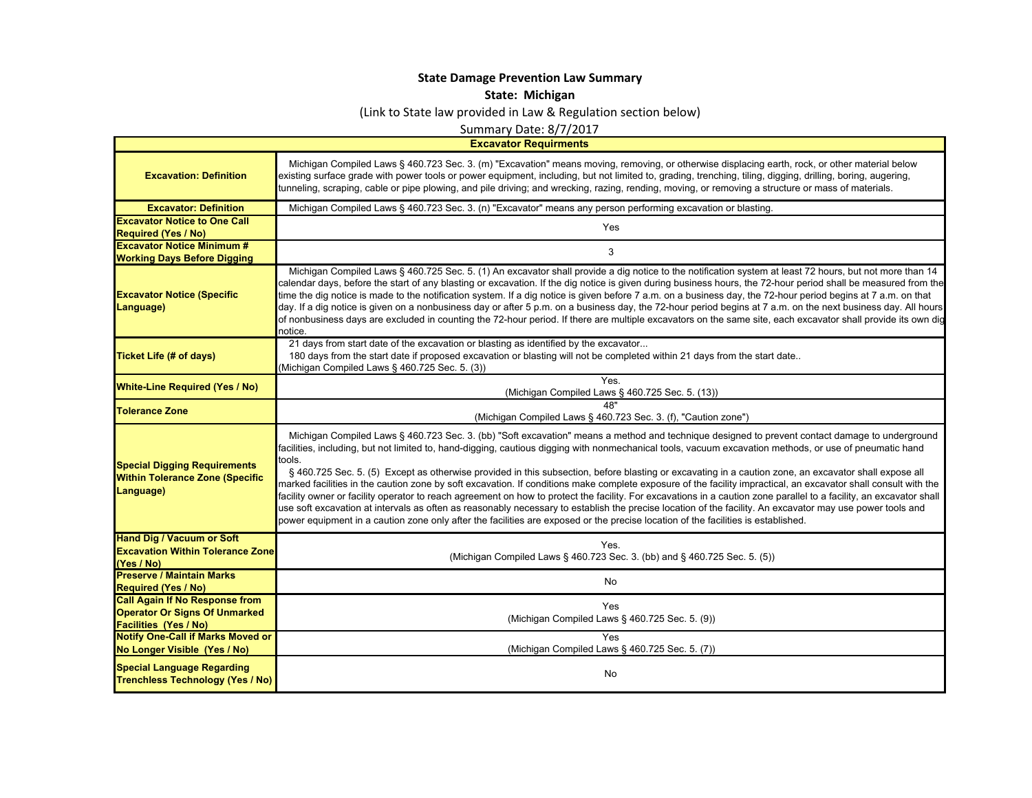**State Damage Prevention Law Summary**

**State: Michigan**

(Link to State law provided in Law & Regulation section below)

Summary Date: 8/7/2017

| **Excavator Requirments** | |
|---|---|
| **Excavation: Definition** | Michigan Compiled Laws § 460.723 Sec. 3. (m) "Excavation" means moving, removing, or otherwise displacing earth, rock, or other material below existing surface grade with power tools or power equipment, including, but not limited to, grading, trenching, tiling, digging, drilling, boring, augering, tunneling, scraping, cable or pipe plowing, and pile driving; and wrecking, razing, rending, moving, or removing a structure or mass of materials. |
| **Excavator: Definition** | Michigan Compiled Laws § 460.723 Sec. 3. (n) "Excavator" means any person performing excavation or blasting. |
| **Excavator Notice to One Call Required (Yes / No)** | Yes |
| **Excavator Notice Minimum # Working Days Before Digging** | 3 |
| **Excavator Notice (Specific Language)** | Michigan Compiled Laws § 460.725 Sec. 5. (1) An excavator shall provide a dig notice to the notification system at least 72 hours, but not more than 14 calendar days, before the start of any blasting or excavation. If the dig notice is given during business hours, the 72-hour period shall be measured from the time the dig notice is made to the notification system. If a dig notice is given before 7 a.m. on a business day, the 72-hour period begins at 7 a.m. on that day. If a dig notice is given on a nonbusiness day or after 5 p.m. on a business day, the 72-hour period begins at 7 a.m. on the next business day. All hours of nonbusiness days are excluded in counting the 72-hour period. If there are multiple excavators on the same site, each excavator shall provide its own dig notice. |
| **Ticket Life (# of days)** | 21 days from start date of the excavation or blasting as identified by the excavator... 180 days from the start date if proposed excavation or blasting will not be completed within 21 days from the start date.. (Michigan Compiled Laws § 460.725 Sec. 5. (3)) |
| **White-Line Required (Yes / No)** | Yes. (Michigan Compiled Laws § 460.725 Sec. 5. (13)) |
| **Tolerance Zone** | 48" (Michigan Compiled Laws § 460.723 Sec. 3. (f), "Caution zone") |
| **Special Digging Requirements Within Tolerance Zone (Specific Language)** | Michigan Compiled Laws § 460.723 Sec. 3. (bb) "Soft excavation" means a method and technique designed to prevent contact damage to underground facilities, including, but not limited to, hand-digging, cautious digging with nonmechanical tools, vacuum excavation methods, or use of pneumatic hand tools. § 460.725 Sec. 5. (5) Except as otherwise provided in this subsection, before blasting or excavating in a caution zone, an excavator shall expose all marked facilities in the caution zone by soft excavation. If conditions make complete exposure of the facility impractical, an excavator shall consult with the facility owner or facility operator to reach agreement on how to protect the facility. For excavations in a caution zone parallel to a facility, an excavator shall use soft excavation at intervals as often as reasonably necessary to establish the precise location of the facility. An excavator may use power tools and power equipment in a caution zone only after the facilities are exposed or the precise location of the facilities is established. |
| **Hand Dig / Vacuum or Soft Excavation Within Tolerance Zone (Yes / No)** | Yes. (Michigan Compiled Laws § 460.723 Sec. 3. (bb) and § 460.725 Sec. 5. (5)) |
| **Preserve / Maintain Marks Required (Yes / No)** | No |
| **Call Again If No Response from Operator Or Signs Of Unmarked Facilities (Yes / No)** | Yes (Michigan Compiled Laws § 460.725 Sec. 5. (9)) |
| **Notify One-Call if Marks Moved or No Longer Visible (Yes / No)** | Yes (Michigan Compiled Laws § 460.725 Sec. 5. (7)) |
| **Special Language Regarding Trenchless Technology (Yes / No)** | No |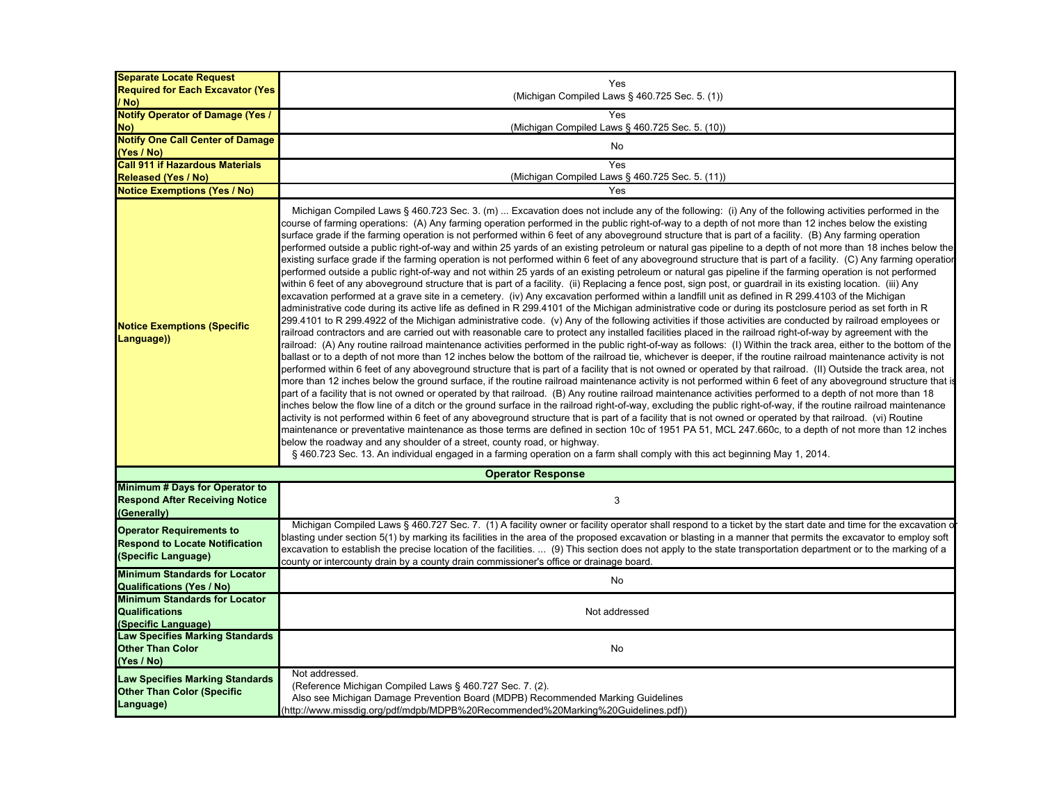| | |
|---|---|
| **Separate Locate Request Required for Each Excavator (Yes / No)** | Yes (Michigan Compiled Laws § 460.725 Sec. 5. (1)) |
| **Notify Operator of Damage (Yes / No)** | Yes (Michigan Compiled Laws § 460.725 Sec. 5. (10)) |
| **Notify One Call Center of Damage (Yes / No)** | No |
| **Call 911 if Hazardous Materials Released (Yes / No)** | Yes (Michigan Compiled Laws § 460.725 Sec. 5. (11)) |
| **Notice Exemptions (Yes / No)** | Yes |
| **Notice Exemptions (Specific Language))** | Michigan Compiled Laws § 460.723 Sec. 3. (m) ... Excavation does not include any of the following: (i) Any of the following activities performed in the course of farming operations: (A) Any farming operation performed in the public right-of-way to a depth of not more than 12 inches below the existing surface grade if the farming operation is not performed within 6 feet of any aboveground structure that is part of a facility. (B) Any farming operation performed outside a public right-of-way and within 25 yards of an existing petroleum or natural gas pipeline to a depth of not more than 18 inches below the existing surface grade if the farming operation is not performed within 6 feet of any aboveground structure that is part of a facility. (C) Any farming operation performed outside a public right-of-way and not within 25 yards of an existing petroleum or natural gas pipeline if the farming operation is not performed within 6 feet of any aboveground structure that is part of a facility. (ii) Replacing a fence post, sign post, or guardrail in its existing location. (iii) Any excavation performed at a grave site in a cemetery. (iv) Any excavation performed within a landfill unit as defined in R 299.4103 of the Michigan administrative code during its active life as defined in R 299.4101 of the Michigan administrative code or during its postclosure period as set forth in R 299.4101 to R 299.4922 of the Michigan administrative code. (v) Any of the following activities if those activities are conducted by railroad employees or railroad contractors and are carried out with reasonable care to protect any installed facilities placed in the railroad right-of-way by agreement with the railroad: (A) Any routine railroad maintenance activities performed in the public right-of-way as follows: (I) Within the track area, either to the bottom of the ballast or to a depth of not more than 12 inches below the bottom of the railroad tie, whichever is deeper, if the routine railroad maintenance activity is not performed within 6 feet of any aboveground structure that is part of a facility that is not owned or operated by that railroad. (II) Outside the track area, not more than 12 inches below the ground surface, if the routine railroad maintenance activity is not performed within 6 feet of any aboveground structure that is part of a facility that is not owned or operated by that railroad. (B) Any routine railroad maintenance activities performed to a depth of not more than 18 inches below the flow line of a ditch or the ground surface in the railroad right-of-way, excluding the public right-of-way, if the routine railroad maintenance activity is not performed within 6 feet of any aboveground structure that is part of a facility that is not owned or operated by that railroad. (vi) Routine maintenance or preventative maintenance as those terms are defined in section 10c of 1951 PA 51, MCL 247.660c, to a depth of not more than 12 inches below the roadway and any shoulder of a street, county road, or highway.<br>§ 460.723 Sec. 13. An individual engaged in a farming operation on a farm shall comply with this act beginning May 1, 2014. |
| **Operator Response** | |
| **Minimum # Days for Operator to Respond After Receiving Notice (Generally)** | 3 |
| **Operator Requirements to Respond to Locate Notification (Specific Language)** | Michigan Compiled Laws § 460.727 Sec. 7. (1) A facility owner or facility operator shall respond to a ticket by the start date and time for the excavation or blasting under section 5(1) by marking its facilities in the area of the proposed excavation or blasting in a manner that permits the excavator to employ soft excavation to establish the precise location of the facilities. ... (9) This section does not apply to the state transportation department or to the marking of a county or intercounty drain by a county drain commissioner's office or drainage board. |
| **Minimum Standards for Locator Qualifications (Yes / No)** | No |
| **Minimum Standards for Locator Qualifications (Specific Language)** | Not addressed |
| **Law Specifies Marking Standards Other Than Color (Yes / No)** | No |
| **Law Specifies Marking Standards Other Than Color (Specific Language)** | Not addressed.<br>(Reference Michigan Compiled Laws § 460.727 Sec. 7. (2).<br>Also see Michigan Damage Prevention Board (MDPB) Recommended Marking Guidelines (http://www.missdig.org/pdf/mdpb/MDPB%20Recommended%20Marking%20Guidelines.pdf)) |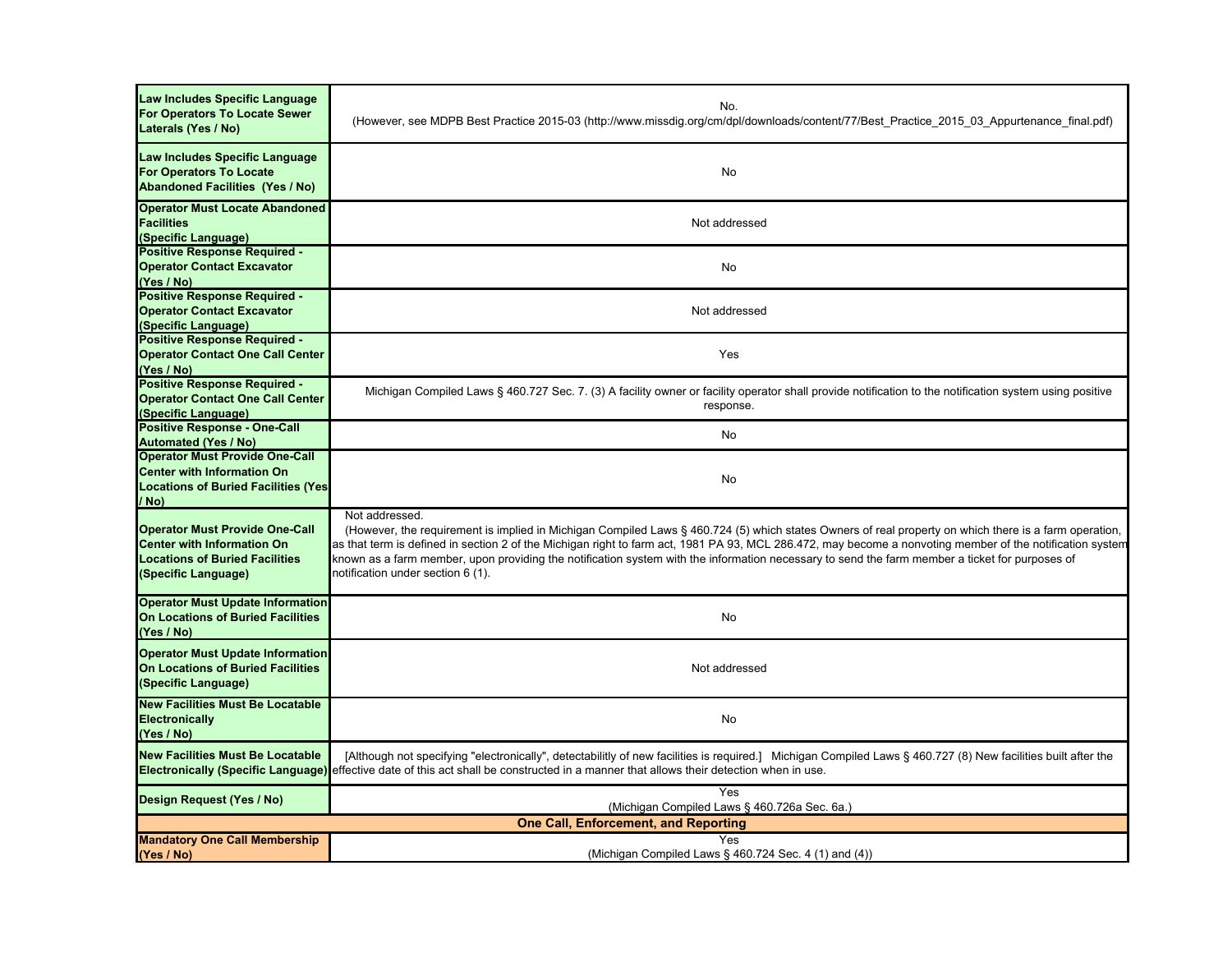| | |
|---|---|
| **Law Includes Specific Language For Operators To Locate Sewer Laterals (Yes / No)** | No. (However, see MDPB Best Practice 2015-03 (http://www.missdig.org/cm/dpl/downloads/content/77/Best_Practice_2015_03_Appurtenance_final.pdf) |
| **Law Includes Specific Language For Operators To Locate Abandoned Facilities (Yes / No)** | No |
| **Operator Must Locate Abandoned Facilities (Specific Language)** | Not addressed |
| **Positive Response Required - Operator Contact Excavator (Yes / No)** | No |
| **Positive Response Required - Operator Contact Excavator (Specific Language)** | Not addressed |
| **Positive Response Required - Operator Contact One Call Center (Yes / No)** | Yes |
| **Positive Response Required - Operator Contact One Call Center (Specific Language)** | Michigan Compiled Laws § 460.727 Sec. 7. (3) A facility owner or facility operator shall provide notification to the notification system using positive response. |
| **Positive Response - One-Call Automated (Yes / No)** | No |
| **Operator Must Provide One-Call Center with Information On Locations of Buried Facilities (Yes / No)** | No |
| **Operator Must Provide One-Call Center with Information On Locations of Buried Facilities (Specific Language)** | Not addressed. (However, the requirement is implied in Michigan Compiled Laws § 460.724 (5) which states Owners of real property on which there is a farm operation, as that term is defined in section 2 of the Michigan right to farm act, 1981 PA 93, MCL 286.472, may become a nonvoting member of the notification system known as a farm member, upon providing the notification system with the information necessary to send the farm member a ticket for purposes of notification under section 6 (1). |
| **Operator Must Update Information On Locations of Buried Facilities (Yes / No)** | No |
| **Operator Must Update Information On Locations of Buried Facilities (Specific Language)** | Not addressed |
| **New Facilities Must Be Locatable Electronically (Yes / No)** | No |
| **New Facilities Must Be Locatable Electronically (Specific Language)** | [Although not specifying "electronically", detectabilitly of new facilities is required.] Michigan Compiled Laws § 460.727 (8) New facilities built after the effective date of this act shall be constructed in a manner that allows their detection when in use. |
| **Design Request (Yes / No)** | Yes (Michigan Compiled Laws § 460.726a Sec. 6a.) |
| **One Call, Enforcement, and Reporting** | |
| **Mandatory One Call Membership (Yes / No)** | Yes (Michigan Compiled Laws § 460.724 Sec. 4 (1) and (4)) |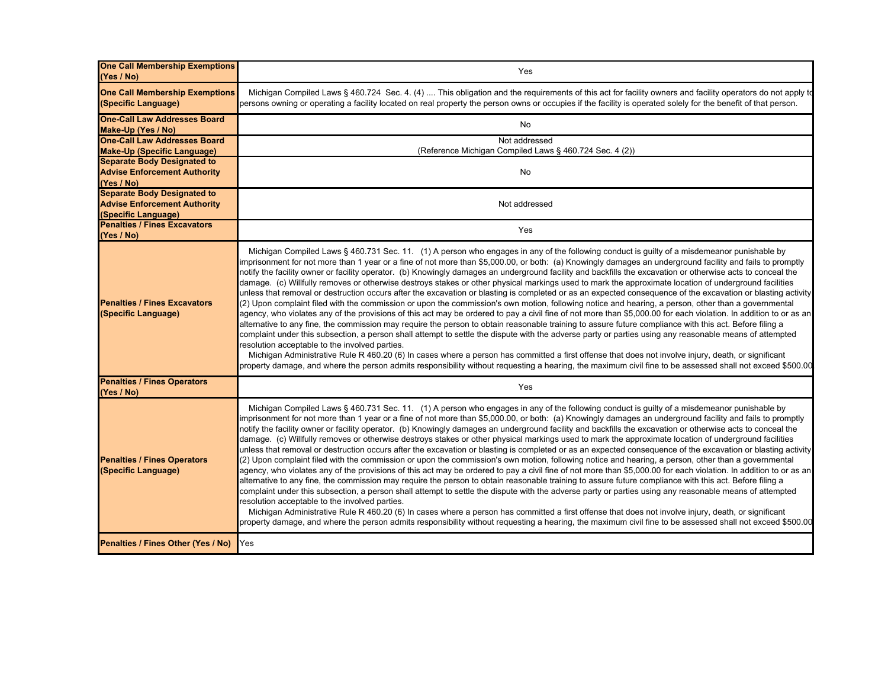| | |
|---|---|
| **One Call Membership Exemptions (Yes / No)** | Yes |
| **One Call Membership Exemptions (Specific Language)** | Michigan Compiled Laws § 460.724 Sec. 4. (4) .... This obligation and the requirements of this act for facility owners and facility operators do not apply to persons owning or operating a facility located on real property the person owns or occupies if the facility is operated solely for the benefit of that person. |
| **One-Call Law Addresses Board Make-Up (Yes / No)** | No |
| **One-Call Law Addresses Board Make-Up (Specific Language)** | Not addressed<br>(Reference Michigan Compiled Laws § 460.724 Sec. 4 (2)) |
| **Separate Body Designated to Advise Enforcement Authority (Yes / No)** | No |
| **Separate Body Designated to Advise Enforcement Authority (Specific Language)** | Not addressed |
| **Penalties / Fines Excavators (Yes / No)** | Yes |
| **Penalties / Fines Excavators (Specific Language)** | Michigan Compiled Laws § 460.731 Sec. 11. (1) A person who engages in any of the following conduct is guilty of a misdemeanor punishable by imprisonment for not more than 1 year or a fine of not more than $5,000.00, or both: (a) Knowingly damages an underground facility and fails to promptly notify the facility owner or facility operator. (b) Knowingly damages an underground facility and backfills the excavation or otherwise acts to conceal the damage. (c) Willfully removes or otherwise destroys stakes or other physical markings used to mark the approximate location of underground facilities unless that removal or destruction occurs after the excavation or blasting is completed or as an expected consequence of the excavation or blasting activity (2) Upon complaint filed with the commission or upon the commission's own motion, following notice and hearing, a person, other than a governmental agency, who violates any of the provisions of this act may be ordered to pay a civil fine of not more than $5,000.00 for each violation. In addition to or as an alternative to any fine, the commission may require the person to obtain reasonable training to assure future compliance with this act. Before filing a complaint under this subsection, a person shall attempt to settle the dispute with the adverse party or parties using any reasonable means of attempted resolution acceptable to the involved parties.<br>Michigan Administrative Rule R 460.20 (6) In cases where a person has committed a first offense that does not involve injury, death, or significant property damage, and where the person admits responsibility without requesting a hearing, the maximum civil fine to be assessed shall not exceed $500.00 |
| **Penalties / Fines Operators (Yes / No)** | Yes |
| **Penalties / Fines Operators (Specific Language)** | Michigan Compiled Laws § 460.731 Sec. 11. (1) A person who engages in any of the following conduct is guilty of a misdemeanor punishable by imprisonment for not more than 1 year or a fine of not more than $5,000.00, or both: (a) Knowingly damages an underground facility and fails to promptly notify the facility owner or facility operator. (b) Knowingly damages an underground facility and backfills the excavation or otherwise acts to conceal the damage. (c) Willfully removes or otherwise destroys stakes or other physical markings used to mark the approximate location of underground facilities unless that removal or destruction occurs after the excavation or blasting is completed or as an expected consequence of the excavation or blasting activity (2) Upon complaint filed with the commission or upon the commission's own motion, following notice and hearing, a person, other than a governmental agency, who violates any of the provisions of this act may be ordered to pay a civil fine of not more than $5,000.00 for each violation. In addition to or as an alternative to any fine, the commission may require the person to obtain reasonable training to assure future compliance with this act. Before filing a complaint under this subsection, a person shall attempt to settle the dispute with the adverse party or parties using any reasonable means of attempted resolution acceptable to the involved parties.<br>Michigan Administrative Rule R 460.20 (6) In cases where a person has committed a first offense that does not involve injury, death, or significant property damage, and where the person admits responsibility without requesting a hearing, the maximum civil fine to be assessed shall not exceed $500.00 |
| **Penalties / Fines Other (Yes / No)** | Yes |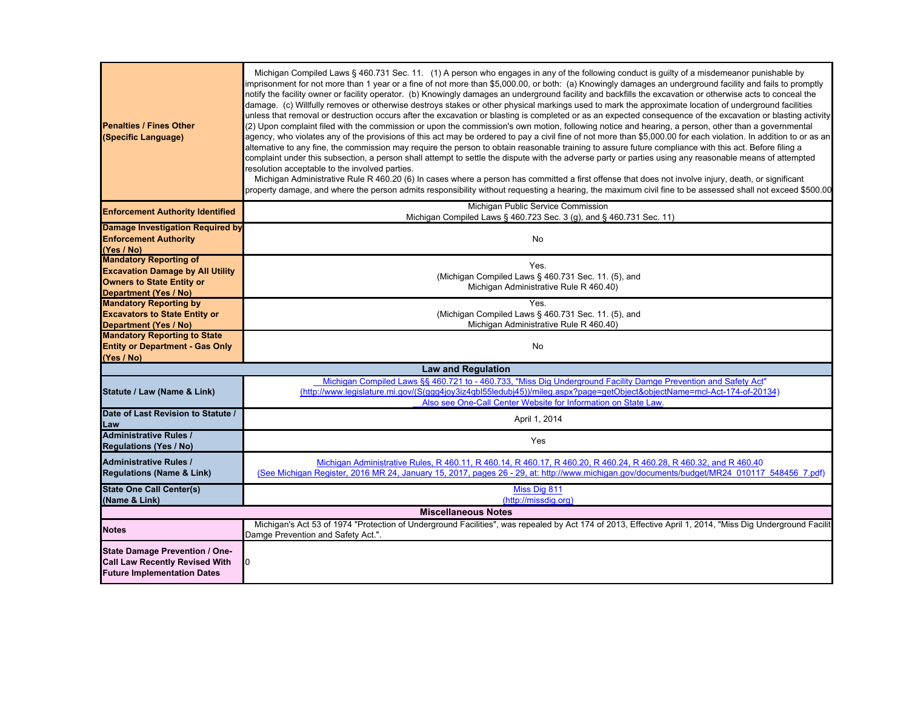| | |
|---|---|
| **Penalties / Fines Other (Specific Language)** | Michigan Compiled Laws § 460.731 Sec. 11. (1) A person who engages in any of the following conduct is guilty of a misdemeanor punishable by imprisonment for not more than 1 year or a fine of not more than $5,000.00, or both: (a) Knowingly damages an underground facility and fails to promptly notify the facility owner or facility operator. (b) Knowingly damages an underground facility and backfills the excavation or otherwise acts to conceal the damage. (c) Willfully removes or otherwise destroys stakes or other physical markings used to mark the approximate location of underground facilities unless that removal or destruction occurs after the excavation or blasting is completed or as an expected consequence of the excavation or blasting activity (2) Upon complaint filed with the commission or upon the commission's own motion, following notice and hearing, a person, other than a governmental agency, who violates any of the provisions of this act may be ordered to pay a civil fine of not more than $5,000.00 for each violation. In addition to or as an alternative to any fine, the commission may require the person to obtain reasonable training to assure future compliance with this act. Before filing a complaint under this subsection, a person shall attempt to settle the dispute with the adverse party or parties using any reasonable means of attempted resolution acceptable to the involved parties.<br>Michigan Administrative Rule R 460.20 (6) In cases where a person has committed a first offense that does not involve injury, death, or significant property damage, and where the person admits responsibility without requesting a hearing, the maximum civil fine to be assessed shall not exceed $500.00 |
| **Enforcement Authority Identified** | Michigan Public Service Commission<br>Michigan Compiled Laws § 460.723 Sec. 3 (g), and § 460.731 Sec. 11) |
| **Damage Investigation Required by Enforcement Authority (Yes / No)** | No |
| **Mandatory Reporting of Excavation Damage by All Utility Owners to State Entity or Department (Yes / No)** | Yes.<br>(Michigan Compiled Laws § 460.731 Sec. 11. (5), and<br>Michigan Administrative Rule R 460.40) |
| **Mandatory Reporting by Excavators to State Entity or Department (Yes / No)** | Yes.<br>(Michigan Compiled Laws § 460.731 Sec. 11. (5), and<br>Michigan Administrative Rule R 460.40) |
| **Mandatory Reporting to State Entity or Department - Gas Only (Yes / No)** | No |
| **Law and Regulation** | |
| **Statute / Law (Name & Link)** | Michigan Compiled Laws §§ 460.721 to - 460.733, "Miss Dig Underground Facility Damge Prevention and Safety Act"<br>(http://www.legislature.mi.gov/(S(ggg4joy3iz4qbl55ledubj45))/mileg.aspx?page=getObject&objectName=mcl-Act-174-of-20134)<br>Also see One-Call Center Website for Information on State Law. |
| **Date of Last Revision to Statute / Law** | April 1, 2014 |
| **Administrative Rules / Regulations (Yes / No)** | Yes |
| **Administrative Rules / Regulations (Name & Link)** | Michigan Administrative Rules, R 460.11, R 460.14, R 460.17, R 460.20, R 460.24, R 460.28, R 460.32, and R 460.40<br>(See Michigan Register, 2016 MR 24, January 15, 2017, pages 26 - 29, at: http://www.michigan.gov/documents/budget/MR24_010117_548456_7.pdf) |
| **State One Call Center(s) (Name & Link)** | Miss Dig 811<br>(http://missdig.org) |
| **Miscellaneous Notes** | |
| **Notes** | Michigan's Act 53 of 1974 "Protection of Underground Facilities", was repealed by Act 174 of 2013, Effective April 1, 2014, "Miss Dig Underground Facilit Damge Prevention and Safety Act.". |
| **State Damage Prevention / One-Call Law Recently Revised With Future Implementation Dates** | 0 |